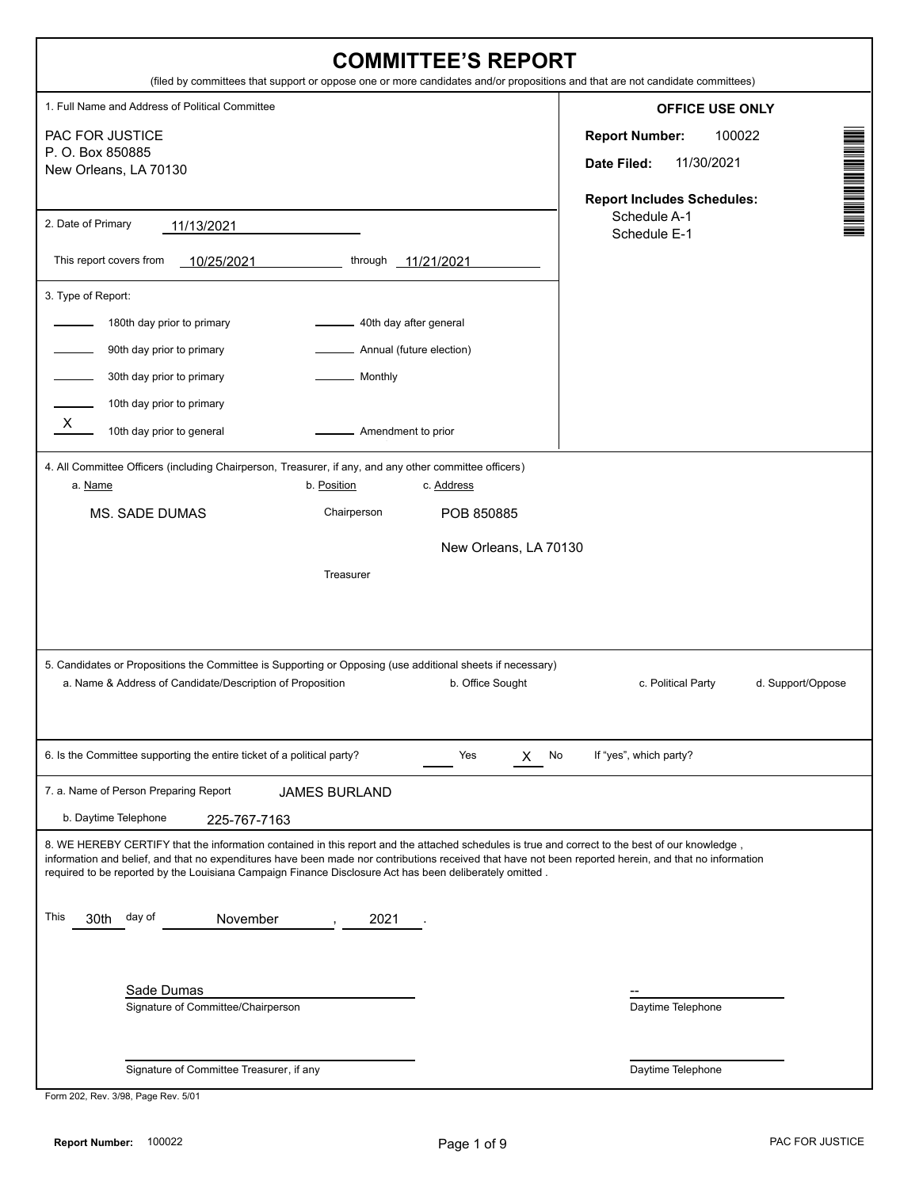# COMMITTEE'S REPORT

(filed by committees that support or oppose one or more candidates and/or propositions and that are not candidate committees)

**1. Full Name and Address of Political Committee**

PAC FOR JUSTICE
P. O. Box 850885
New Orleans, LA 70130

**OFFICE USE ONLY**

**Report Number:** 100022

**Date Filed:** 11/30/2021

**Report Includes Schedules:**
Schedule A-1
Schedule E-1

**2. Date of Primary** 11/13/2021

This report covers from 10/25/2021 through 11/21/2021

**3. Type of Report:**

| | | | |
|---|---|---|---|
| ___ | 180th day prior to primary | ___ | 40th day after general |
| ___ | 90th day prior to primary | ___ | Annual (future election) |
| ___ | 30th day prior to primary | ___ | Monthly |
| ___ | 10th day prior to primary | | |
| X | 10th day prior to general | ___ | Amendment to prior |

**4. All Committee Officers (including Chairperson, Treasurer, if any, and any other committee officers)**

| a. Name | b. Position | c. Address |
|---|---|---|
| MS. SADE DUMAS | Chairperson | POB 850885<br>New Orleans, LA 70130 |
| | Treasurer | |

**5. Candidates or Propositions the Committee is Supporting or Opposing (use additional sheets if necessary)**

| a. Name & Address of Candidate/Description of Proposition | b. Office Sought | c. Political Party | d. Support/Oppose |
|---|---|---|---|
| | | | |

**6. Is the Committee supporting the entire ticket of a political party?** ___ Yes X No If "yes", which party?

**7. a. Name of Person Preparing Report** JAMES BURLAND

b. Daytime Telephone 225-767-7163

**8.** WE HEREBY CERTIFY that the information contained in this report and the attached schedules is true and correct to the best of our knowledge, information and belief, and that no expenditures have been made nor contributions received that have not been reported herein, and that no information required to be reported by the Louisiana Campaign Finance Disclosure Act has been deliberately omitted.

This 30th day of November, 2021.

Sade Dumas
Signature of Committee/Chairperson

--
Daytime Telephone

Signature of Committee Treasurer, if any

Daytime Telephone

Form 202, Rev. 3/98, Page Rev. 5/01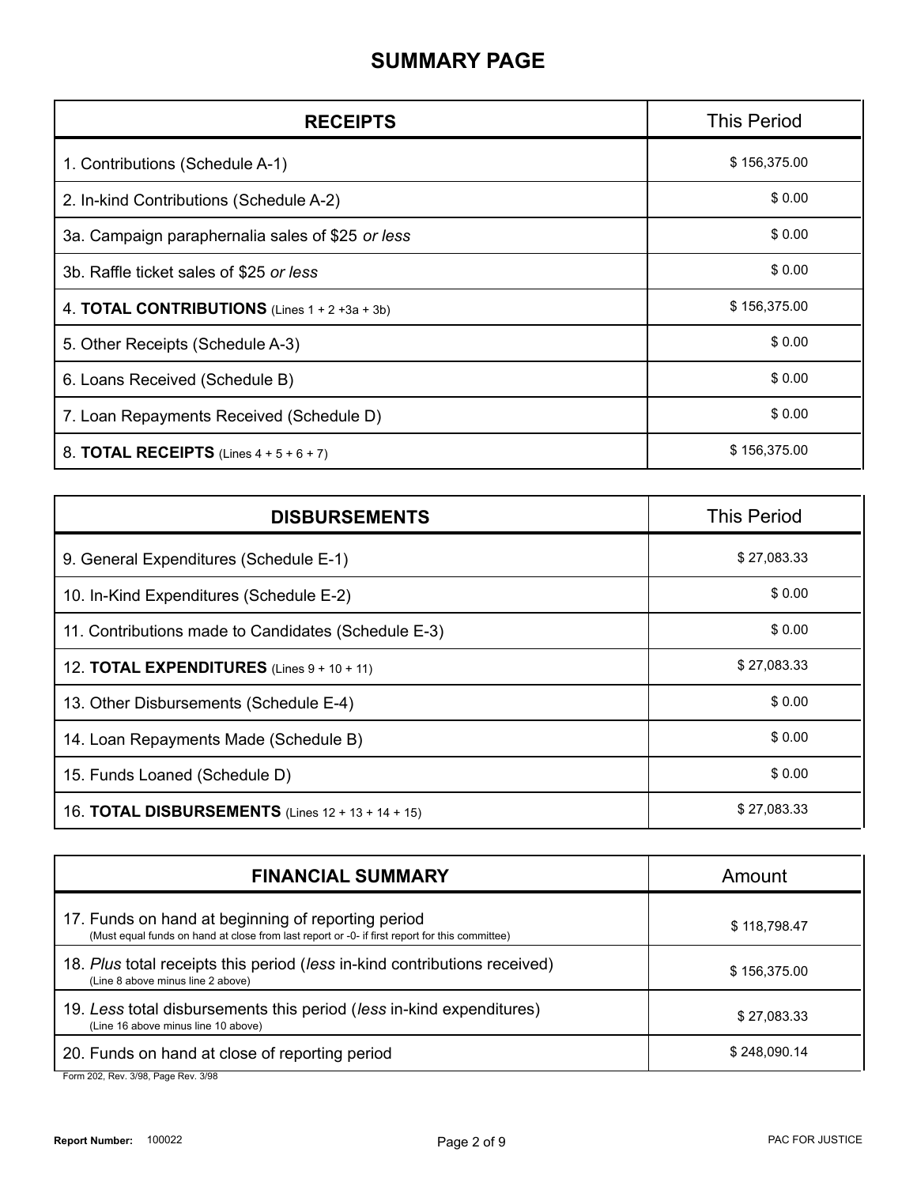# SUMMARY PAGE

| RECEIPTS | This Period |
|---|---|
| 1. Contributions (Schedule A-1) | $ 156,375.00 |
| 2. In-kind Contributions (Schedule A-2) | $ 0.00 |
| 3a. Campaign paraphernalia sales of $25 *or less* | $ 0.00 |
| 3b. Raffle ticket sales of $25 *or less* | $ 0.00 |
| 4. **TOTAL CONTRIBUTIONS** (Lines 1 + 2 +3a + 3b) | $ 156,375.00 |
| 5. Other Receipts (Schedule A-3) | $ 0.00 |
| 6. Loans Received (Schedule B) | $ 0.00 |
| 7. Loan Repayments Received (Schedule D) | $ 0.00 |
| 8. **TOTAL RECEIPTS** (Lines 4 + 5 + 6 + 7) | $ 156,375.00 |

| DISBURSEMENTS | This Period |
|---|---|
| 9. General Expenditures (Schedule E-1) | $ 27,083.33 |
| 10. In-Kind Expenditures (Schedule E-2) | $ 0.00 |
| 11. Contributions made to Candidates (Schedule E-3) | $ 0.00 |
| 12. **TOTAL EXPENDITURES** (Lines 9 + 10 + 11) | $ 27,083.33 |
| 13. Other Disbursements (Schedule E-4) | $ 0.00 |
| 14. Loan Repayments Made (Schedule B) | $ 0.00 |
| 15. Funds Loaned (Schedule D) | $ 0.00 |
| 16. **TOTAL DISBURSEMENTS** (Lines 12 + 13 + 14 + 15) | $ 27,083.33 |

| FINANCIAL SUMMARY | Amount |
|---|---|
| 17. Funds on hand at beginning of reporting period (Must equal funds on hand at close from last report or -0- if first report for this committee) | $ 118,798.47 |
| 18. *Plus* total receipts this period (*less* in-kind contributions received) (Line 8 above minus line 2 above) | $ 156,375.00 |
| 19. *Less* total disbursements this period (*less* in-kind expenditures) (Line 16 above minus line 10 above) | $ 27,083.33 |
| 20. Funds on hand at close of reporting period | $ 248,090.14 |

Form 202, Rev. 3/98, Page Rev. 3/98

**Report Number:** 100022

PAC FOR JUSTICE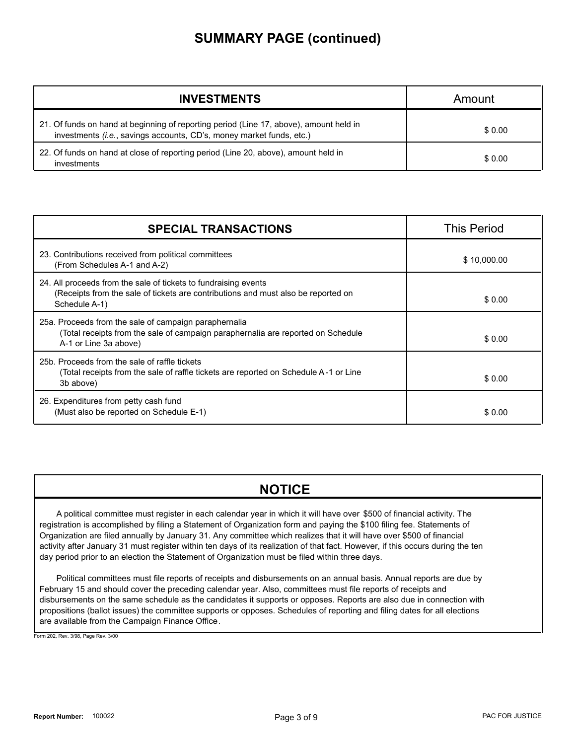# SUMMARY PAGE (continued)

| INVESTMENTS | Amount |
|---|---|
| 21. Of funds on hand at beginning of reporting period (Line 17, above), amount held in investments *(i.e.*, savings accounts, CD's, money market funds, etc.) | $ 0.00 |
| 22. Of funds on hand at close of reporting period (Line 20, above), amount held in investments | $ 0.00 |

| SPECIAL TRANSACTIONS | This Period |
|---|---|
| 23. Contributions received from political committees (From Schedules A-1 and A-2) | $ 10,000.00 |
| 24. All proceeds from the sale of tickets to fundraising events (Receipts from the sale of tickets are contributions and must also be reported on Schedule A-1) | $ 0.00 |
| 25a. Proceeds from the sale of campaign paraphernalia (Total receipts from the sale of campaign paraphernalia are reported on Schedule A-1 or Line 3a above) | $ 0.00 |
| 25b. Proceeds from the sale of raffle tickets (Total receipts from the sale of raffle tickets are reported on Schedule A-1 or Line 3b above) | $ 0.00 |
| 26. Expenditures from petty cash fund (Must also be reported on Schedule E-1) | $ 0.00 |

## NOTICE

A political committee must register in each calendar year in which it will have over $500 of financial activity. The registration is accomplished by filing a Statement of Organization form and paying the $100 filing fee. Statements of Organization are filed annually by January 31. Any committee which realizes that it will have over $500 of financial activity after January 31 must register within ten days of its realization of that fact. However, if this occurs during the ten day period prior to an election the Statement of Organization must be filed within three days.

Political committees must file reports of receipts and disbursements on an annual basis. Annual reports are due by February 15 and should cover the preceding calendar year. Also, committees must file reports of receipts and disbursements on the same schedule as the candidates it supports or opposes. Reports are also due in connection with propositions (ballot issues) the committee supports or opposes. Schedules of reporting and filing dates for all elections are available from the Campaign Finance Office.

Form 202, Rev. 3/98, Page Rev. 3/00

**Report Number:** 100022 PAC FOR JUSTICE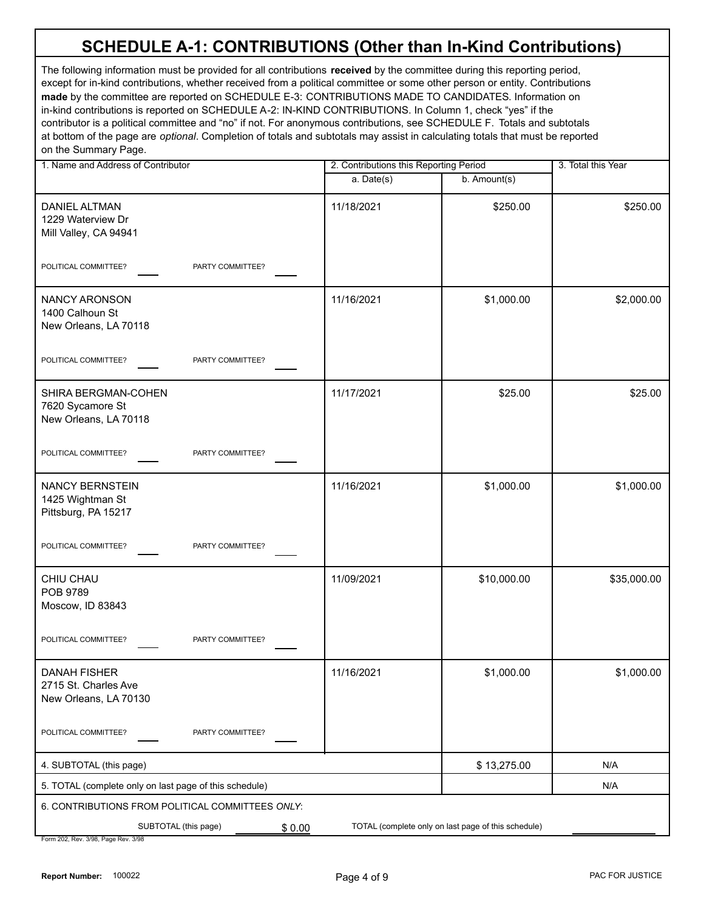# SCHEDULE A-1: CONTRIBUTIONS (Other than In-Kind Contributions)

The following information must be provided for all contributions **received** by the committee during this reporting period, except for in-kind contributions, whether received from a political committee or some other person or entity. Contributions **made** by the committee are reported on SCHEDULE E-3: CONTRIBUTIONS MADE TO CANDIDATES. Information on in-kind contributions is reported on SCHEDULE A-2: IN-KIND CONTRIBUTIONS. In Column 1, check "yes" if the contributor is a political committee and "no" if not. For anonymous contributions, see SCHEDULE F. Totals and subtotals at bottom of the page are *optional*. Completion of totals and subtotals may assist in calculating totals that must be reported on the Summary Page.

| 1. Name and Address of Contributor | 2. Contributions this Reporting Period | | 3. Total this Year |
|---|---|---|---|
| | a. Date(s) | b. Amount(s) | |
| DANIEL ALTMAN<br>1229 Waterview Dr<br>Mill Valley, CA 94941<br>POLITICAL COMMITTEE? ____ PARTY COMMITTEE? ____ | 11/18/2021 | $250.00 | $250.00 |
| NANCY ARONSON<br>1400 Calhoun St<br>New Orleans, LA 70118<br>POLITICAL COMMITTEE? ____ PARTY COMMITTEE? ____ | 11/16/2021 | $1,000.00 | $2,000.00 |
| SHIRA BERGMAN-COHEN<br>7620 Sycamore St<br>New Orleans, LA 70118<br>POLITICAL COMMITTEE? ____ PARTY COMMITTEE? ____ | 11/17/2021 | $25.00 | $25.00 |
| NANCY BERNSTEIN<br>1425 Wightman St<br>Pittsburg, PA 15217<br>POLITICAL COMMITTEE? ____ PARTY COMMITTEE? ____ | 11/16/2021 | $1,000.00 | $1,000.00 |
| CHIU CHAU<br>POB 9789<br>Moscow, ID 83843<br>POLITICAL COMMITTEE? ____ PARTY COMMITTEE? ____ | 11/09/2021 | $10,000.00 | $35,000.00 |
| DANAH FISHER<br>2715 St. Charles Ave<br>New Orleans, LA 70130<br>POLITICAL COMMITTEE? ____ PARTY COMMITTEE? ____ | 11/16/2021 | $1,000.00 | $1,000.00 |
| 4. SUBTOTAL (this page) | | $ 13,275.00 | N/A |
| 5. TOTAL (complete only on last page of this schedule) | | | N/A |

6. CONTRIBUTIONS FROM POLITICAL COMMITTEES *ONLY*:

SUBTOTAL (this page) $ 0.00 TOTAL (complete only on last page of this schedule) ________

Form 202, Rev. 3/98, Page Rev. 3/98

Report Number: 100022 PAC FOR JUSTICE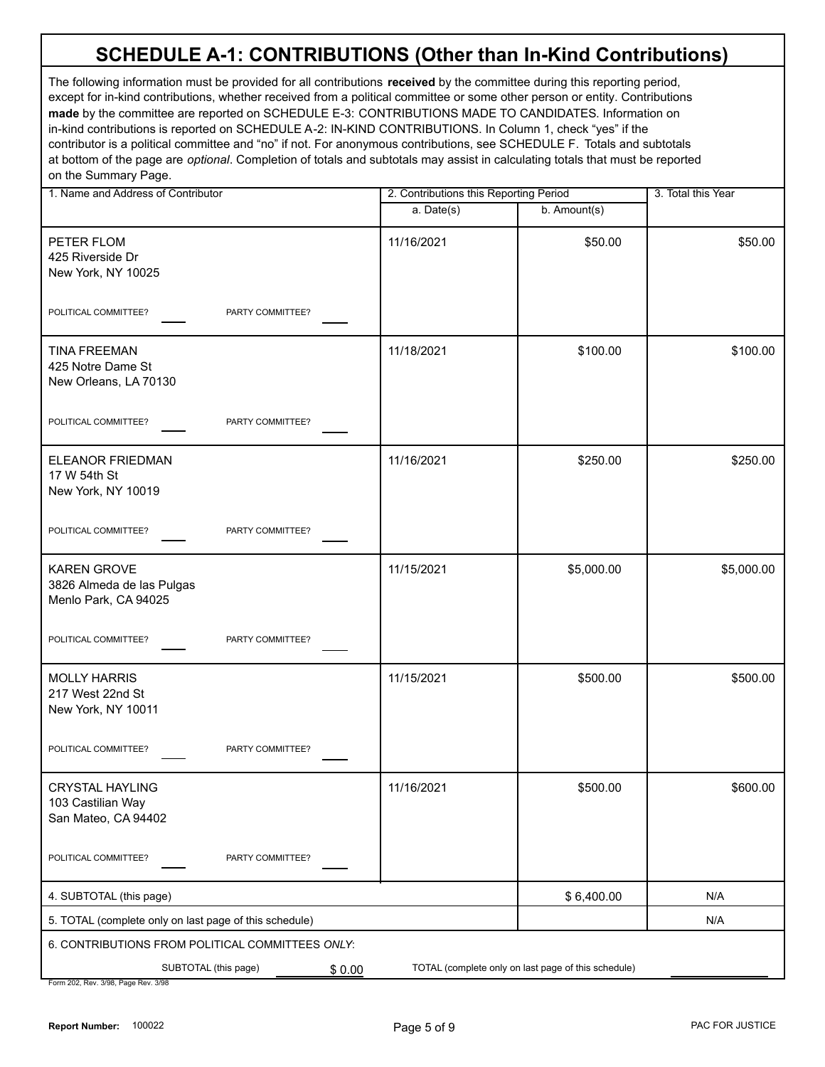# SCHEDULE A-1: CONTRIBUTIONS (Other than In-Kind Contributions)

The following information must be provided for all contributions **received** by the committee during this reporting period, except for in-kind contributions, whether received from a political committee or some other person or entity. Contributions **made** by the committee are reported on SCHEDULE E-3: CONTRIBUTIONS MADE TO CANDIDATES. Information on in-kind contributions is reported on SCHEDULE A-2: IN-KIND CONTRIBUTIONS. In Column 1, check "yes" if the contributor is a political committee and "no" if not. For anonymous contributions, see SCHEDULE F. Totals and subtotals at bottom of the page are *optional*. Completion of totals and subtotals may assist in calculating totals that must be reported on the Summary Page.

| 1. Name and Address of Contributor | 2. Contributions this Reporting Period | | 3. Total this Year |
|---|---|---|---|
| | a. Date(s) | b. Amount(s) | |
| PETER FLOM<br>425 Riverside Dr<br>New York, NY 10025<br>POLITICAL COMMITTEE? ____ PARTY COMMITTEE? ____ | 11/16/2021 | $50.00 | $50.00 |
| TINA FREEMAN<br>425 Notre Dame St<br>New Orleans, LA 70130<br>POLITICAL COMMITTEE? ____ PARTY COMMITTEE? ____ | 11/18/2021 | $100.00 | $100.00 |
| ELEANOR FRIEDMAN<br>17 W 54th St<br>New York, NY 10019<br>POLITICAL COMMITTEE? ____ PARTY COMMITTEE? ____ | 11/16/2021 | $250.00 | $250.00 |
| KAREN GROVE<br>3826 Almeda de las Pulgas<br>Menlo Park, CA 94025<br>POLITICAL COMMITTEE? ____ PARTY COMMITTEE? ____ | 11/15/2021 | $5,000.00 | $5,000.00 |
| MOLLY HARRIS<br>217 West 22nd St<br>New York, NY 10011<br>POLITICAL COMMITTEE? ____ PARTY COMMITTEE? ____ | 11/15/2021 | $500.00 | $500.00 |
| CRYSTAL HAYLING<br>103 Castilian Way<br>San Mateo, CA 94402<br>POLITICAL COMMITTEE? ____ PARTY COMMITTEE? ____ | 11/16/2021 | $500.00 | $600.00 |
| 4. SUBTOTAL (this page) | | $ 6,400.00 | N/A |
| 5. TOTAL (complete only on last page of this schedule) | | | N/A |

6. CONTRIBUTIONS FROM POLITICAL COMMITTEES *ONLY*:

SUBTOTAL (this page) $ 0.00 TOTAL (complete only on last page of this schedule) ____

Form 202, Rev. 3/98, Page Rev. 3/98

Report Number: 100022

PAC FOR JUSTICE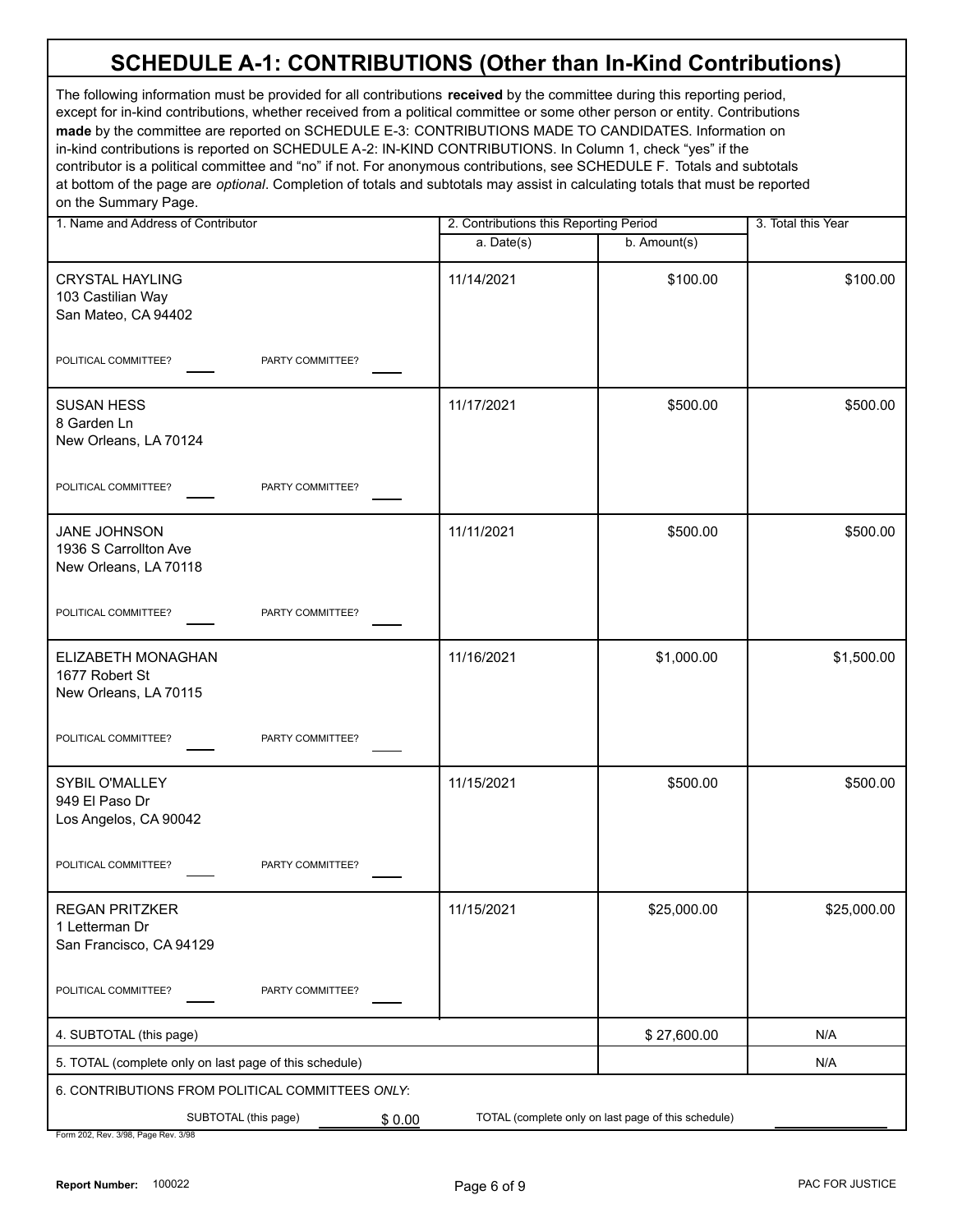# SCHEDULE A-1: CONTRIBUTIONS (Other than In-Kind Contributions)

The following information must be provided for all contributions **received** by the committee during this reporting period, except for in-kind contributions, whether received from a political committee or some other person or entity. Contributions **made** by the committee are reported on SCHEDULE E-3: CONTRIBUTIONS MADE TO CANDIDATES. Information on in-kind contributions is reported on SCHEDULE A-2: IN-KIND CONTRIBUTIONS. In Column 1, check "yes" if the contributor is a political committee and "no" if not. For anonymous contributions, see SCHEDULE F. Totals and subtotals at bottom of the page are *optional*. Completion of totals and subtotals may assist in calculating totals that must be reported on the Summary Page.

| 1. Name and Address of Contributor | 2. Contributions this Reporting Period | | 3. Total this Year |
|---|---|---|---|
| | a. Date(s) | b. Amount(s) | |
| CRYSTAL HAYLING<br>103 Castilian Way<br>San Mateo, CA 94402<br><br>POLITICAL COMMITTEE? ____ PARTY COMMITTEE? ____ | 11/14/2021 | $100.00 | $100.00 |
| SUSAN HESS<br>8 Garden Ln<br>New Orleans, LA 70124<br><br>POLITICAL COMMITTEE? ____ PARTY COMMITTEE? ____ | 11/17/2021 | $500.00 | $500.00 |
| JANE JOHNSON<br>1936 S Carrollton Ave<br>New Orleans, LA 70118<br><br>POLITICAL COMMITTEE? ____ PARTY COMMITTEE? ____ | 11/11/2021 | $500.00 | $500.00 |
| ELIZABETH MONAGHAN<br>1677 Robert St<br>New Orleans, LA 70115<br><br>POLITICAL COMMITTEE? ____ PARTY COMMITTEE? ____ | 11/16/2021 | $1,000.00 | $1,500.00 |
| SYBIL O'MALLEY<br>949 El Paso Dr<br>Los Angelos, CA 90042<br><br>POLITICAL COMMITTEE? ____ PARTY COMMITTEE? ____ | 11/15/2021 | $500.00 | $500.00 |
| REGAN PRITZKER<br>1 Letterman Dr<br>San Francisco, CA 94129<br><br>POLITICAL COMMITTEE? ____ PARTY COMMITTEE? ____ | 11/15/2021 | $25,000.00 | $25,000.00 |
| 4. SUBTOTAL (this page) | | $ 27,600.00 | N/A |
| 5. TOTAL (complete only on last page of this schedule) | | | N/A |

6. CONTRIBUTIONS FROM POLITICAL COMMITTEES *ONLY*:

SUBTOTAL (this page) $ 0.00 TOTAL (complete only on last page of this schedule) ________

Form 202, Rev. 3/98, Page Rev. 3/98

**Report Number:** 100022 PAC FOR JUSTICE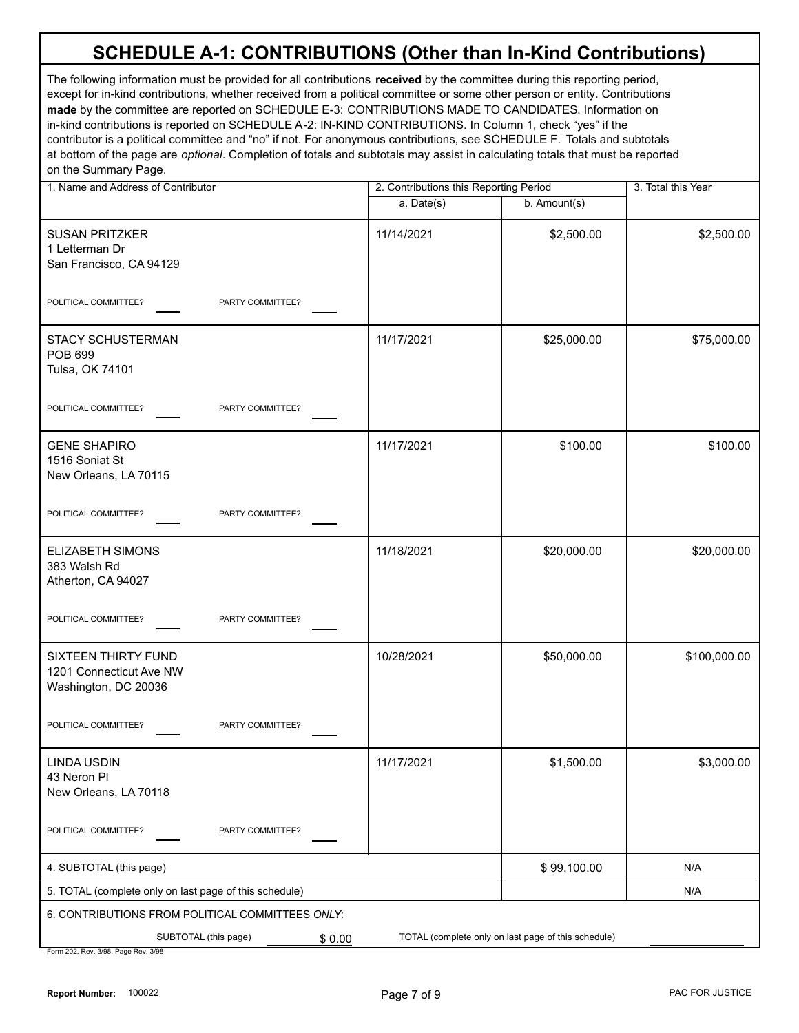# SCHEDULE A-1: CONTRIBUTIONS (Other than In-Kind Contributions)

The following information must be provided for all contributions **received** by the committee during this reporting period, except for in-kind contributions, whether received from a political committee or some other person or entity. Contributions **made** by the committee are reported on SCHEDULE E-3: CONTRIBUTIONS MADE TO CANDIDATES. Information on in-kind contributions is reported on SCHEDULE A-2: IN-KIND CONTRIBUTIONS. In Column 1, check "yes" if the contributor is a political committee and "no" if not. For anonymous contributions, see SCHEDULE F. Totals and subtotals at bottom of the page are *optional*. Completion of totals and subtotals may assist in calculating totals that must be reported on the Summary Page.

| 1. Name and Address of Contributor | 2. Contributions this Reporting Period | | 3. Total this Year |
|---|---|---|---|
| | a. Date(s) | b. Amount(s) | |
| SUSAN PRITZKER<br>1 Letterman Dr<br>San Francisco, CA 94129<br>POLITICAL COMMITTEE? ____ PARTY COMMITTEE? ____ | 11/14/2021 | $2,500.00 | $2,500.00 |
| STACY SCHUSTERMAN<br>POB 699<br>Tulsa, OK 74101<br>POLITICAL COMMITTEE? ____ PARTY COMMITTEE? ____ | 11/17/2021 | $25,000.00 | $75,000.00 |
| GENE SHAPIRO<br>1516 Soniat St<br>New Orleans, LA 70115<br>POLITICAL COMMITTEE? ____ PARTY COMMITTEE? ____ | 11/17/2021 | $100.00 | $100.00 |
| ELIZABETH SIMONS<br>383 Walsh Rd<br>Atherton, CA 94027<br>POLITICAL COMMITTEE? ____ PARTY COMMITTEE? ____ | 11/18/2021 | $20,000.00 | $20,000.00 |
| SIXTEEN THIRTY FUND<br>1201 Connecticut Ave NW<br>Washington, DC 20036<br>POLITICAL COMMITTEE? ____ PARTY COMMITTEE? ____ | 10/28/2021 | $50,000.00 | $100,000.00 |
| LINDA USDIN<br>43 Neron Pl<br>New Orleans, LA 70118<br>POLITICAL COMMITTEE? ____ PARTY COMMITTEE? ____ | 11/17/2021 | $1,500.00 | $3,000.00 |
| 4. SUBTOTAL (this page) | | $ 99,100.00 | N/A |
| 5. TOTAL (complete only on last page of this schedule) | | | N/A |

6. CONTRIBUTIONS FROM POLITICAL COMMITTEES *ONLY*:

SUBTOTAL (this page) $ 0.00 TOTAL (complete only on last page of this schedule) ________

Form 202, Rev. 3/98, Page Rev. 3/98

Report Number: 100022 PAC FOR JUSTICE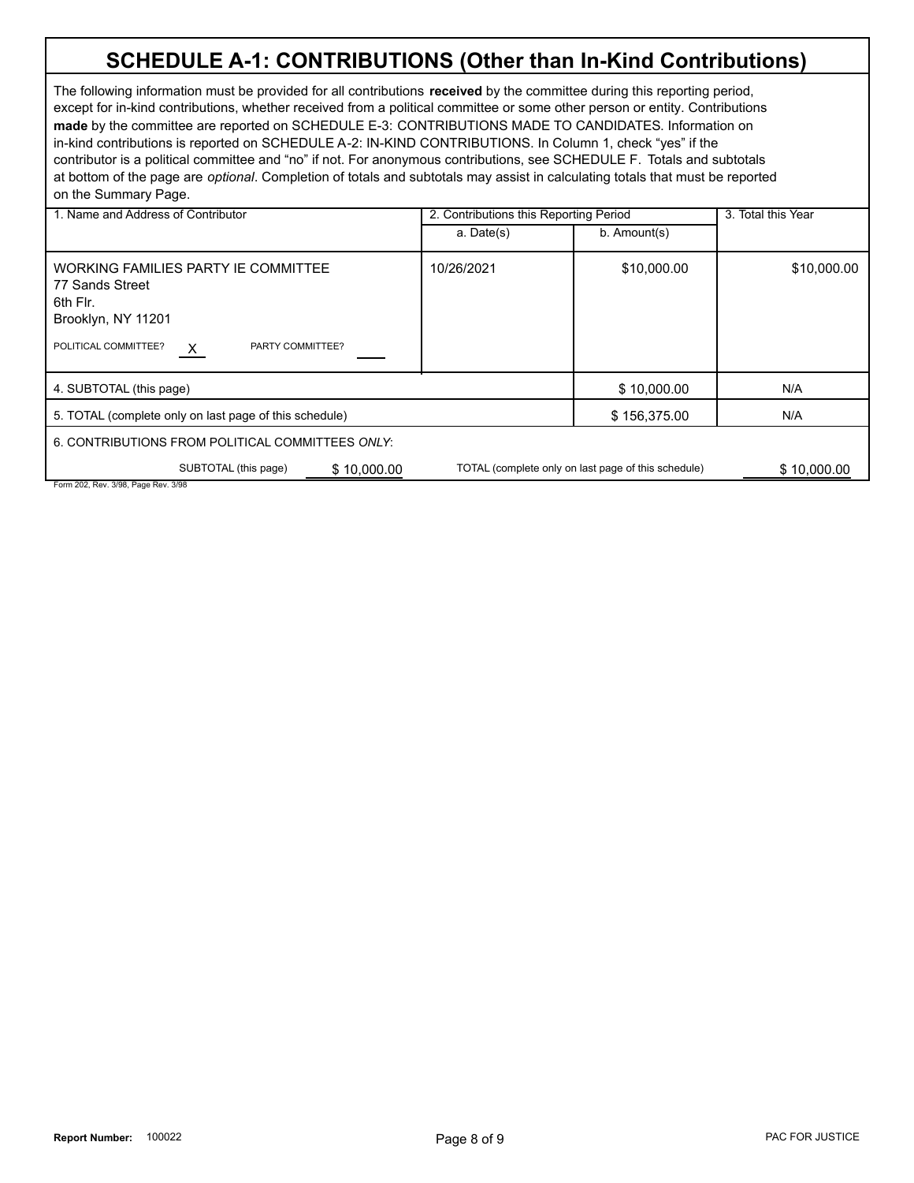# SCHEDULE A-1: CONTRIBUTIONS (Other than In-Kind Contributions)

The following information must be provided for all contributions **received** by the committee during this reporting period, except for in-kind contributions, whether received from a political committee or some other person or entity. Contributions **made** by the committee are reported on SCHEDULE E-3: CONTRIBUTIONS MADE TO CANDIDATES. Information on in-kind contributions is reported on SCHEDULE A-2: IN-KIND CONTRIBUTIONS. In Column 1, check "yes" if the contributor is a political committee and "no" if not. For anonymous contributions, see SCHEDULE F. Totals and subtotals at bottom of the page are *optional*. Completion of totals and subtotals may assist in calculating totals that must be reported on the Summary Page.

| 1. Name and Address of Contributor | 2. Contributions this Reporting Period | | 3. Total this Year |
|---|---|---|---|
| | a. Date(s) | b. Amount(s) | |
| WORKING FAMILIES PARTY IE COMMITTEE<br>77 Sands Street<br>6th Flr.<br>Brooklyn, NY 11201<br>POLITICAL COMMITTEE? X PARTY COMMITTEE? ___ | 10/26/2021 | $10,000.00 | $10,000.00 |
| 4. SUBTOTAL (this page) | | $ 10,000.00 | N/A |
| 5. TOTAL (complete only on last page of this schedule) | | $ 156,375.00 | N/A |

6. CONTRIBUTIONS FROM POLITICAL COMMITTEES *ONLY*:

SUBTOTAL (this page) $ 10,000.00 TOTAL (complete only on last page of this schedule) $ 10,000.00

Form 202, Rev. 3/98, Page Rev. 3/98

Report Number: 100022 PAC FOR JUSTICE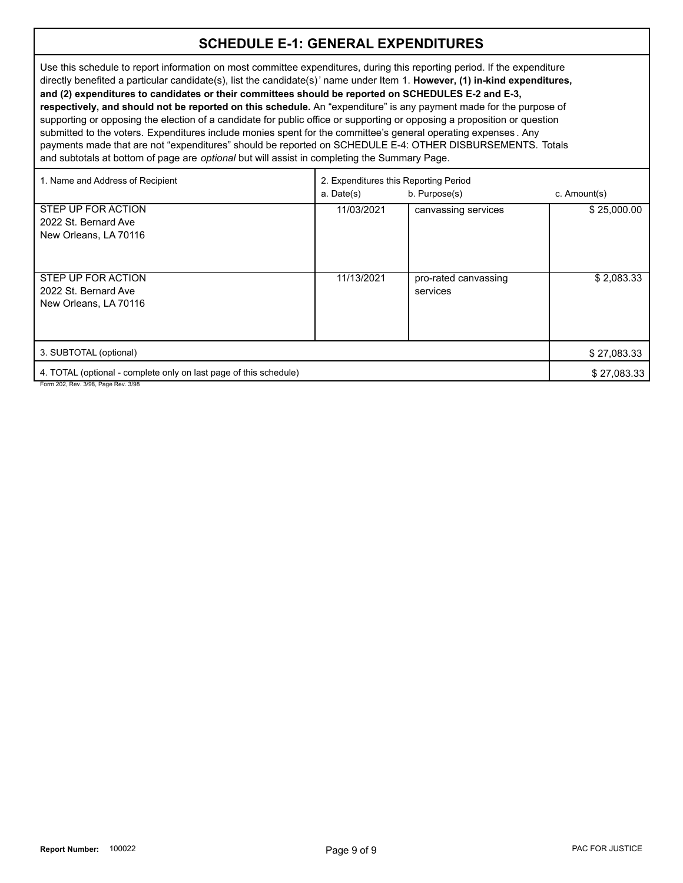# SCHEDULE E-1: GENERAL EXPENDITURES

Use this schedule to report information on most committee expenditures, during this reporting period. If the expenditure directly benefited a particular candidate(s), list the candidate(s)' name under Item 1. **However, (1) in-kind expenditures, and (2) expenditures to candidates or their committees should be reported on SCHEDULES E-2 and E-3, respectively, and should not be reported on this schedule.** An "expenditure" is any payment made for the purpose of supporting or opposing the election of a candidate for public office or supporting or opposing a proposition or question submitted to the voters. Expenditures include monies spent for the committee's general operating expenses. Any payments made that are not "expenditures" should be reported on SCHEDULE E-4: OTHER DISBURSEMENTS. Totals and subtotals at bottom of page are *optional* but will assist in completing the Summary Page.

| 1. Name and Address of Recipient | 2. Expenditures this Reporting Period a. Date(s) | b. Purpose(s) | c. Amount(s) |
|---|---|---|---|
| STEP UP FOR ACTION<br>2022 St. Bernard Ave<br>New Orleans, LA 70116 | 11/03/2021 | canvassing services | $ 25,000.00 |
| STEP UP FOR ACTION<br>2022 St. Bernard Ave<br>New Orleans, LA 70116 | 11/13/2021 | pro-rated canvassing services | $ 2,083.33 |
| 3. SUBTOTAL (optional) | | | $ 27,083.33 |
| 4. TOTAL (optional - complete only on last page of this schedule) | | | $ 27,083.33 |

Form 202, Rev. 3/98, Page Rev. 3/98

**Report Number:** 100022

PAC FOR JUSTICE